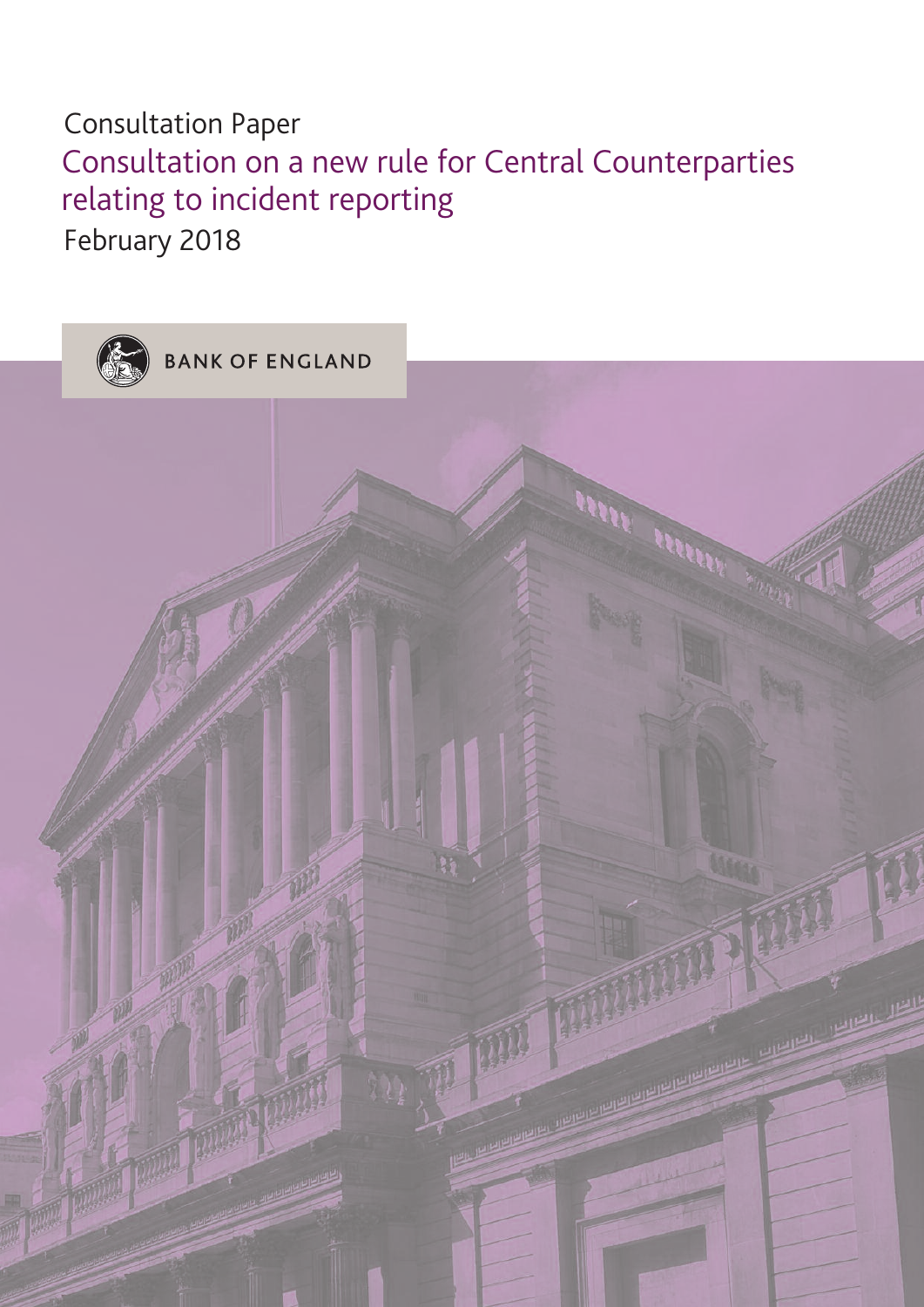Consultation Paper

# Consultation on a new rule for Central Counterparties relating to incident reporting

February 2018

BANK OF ENGLAND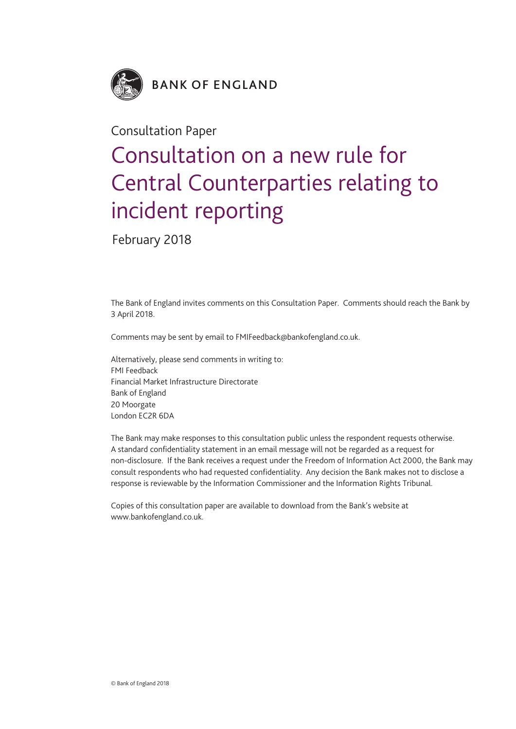BANK OF ENGLAND

Consultation Paper

# Consultation on a new rule for Central Counterparties relating to incident reporting

February 2018

The Bank of England invites comments on this Consultation Paper. Comments should reach the Bank by 3 April 2018.

Comments may be sent by email to FMIFeedback@bankofengland.co.uk.

Alternatively, please send comments in writing to:
FMI Feedback
Financial Market Infrastructure Directorate
Bank of England
20 Moorgate
London EC2R 6DA

The Bank may make responses to this consultation public unless the respondent requests otherwise. A standard confidentiality statement in an email message will not be regarded as a request for non-disclosure. If the Bank receives a request under the Freedom of Information Act 2000, the Bank may consult respondents who had requested confidentiality. Any decision the Bank makes not to disclose a response is reviewable by the Information Commissioner and the Information Rights Tribunal.

Copies of this consultation paper are available to download from the Bank's website at www.bankofengland.co.uk.

© Bank of England 2018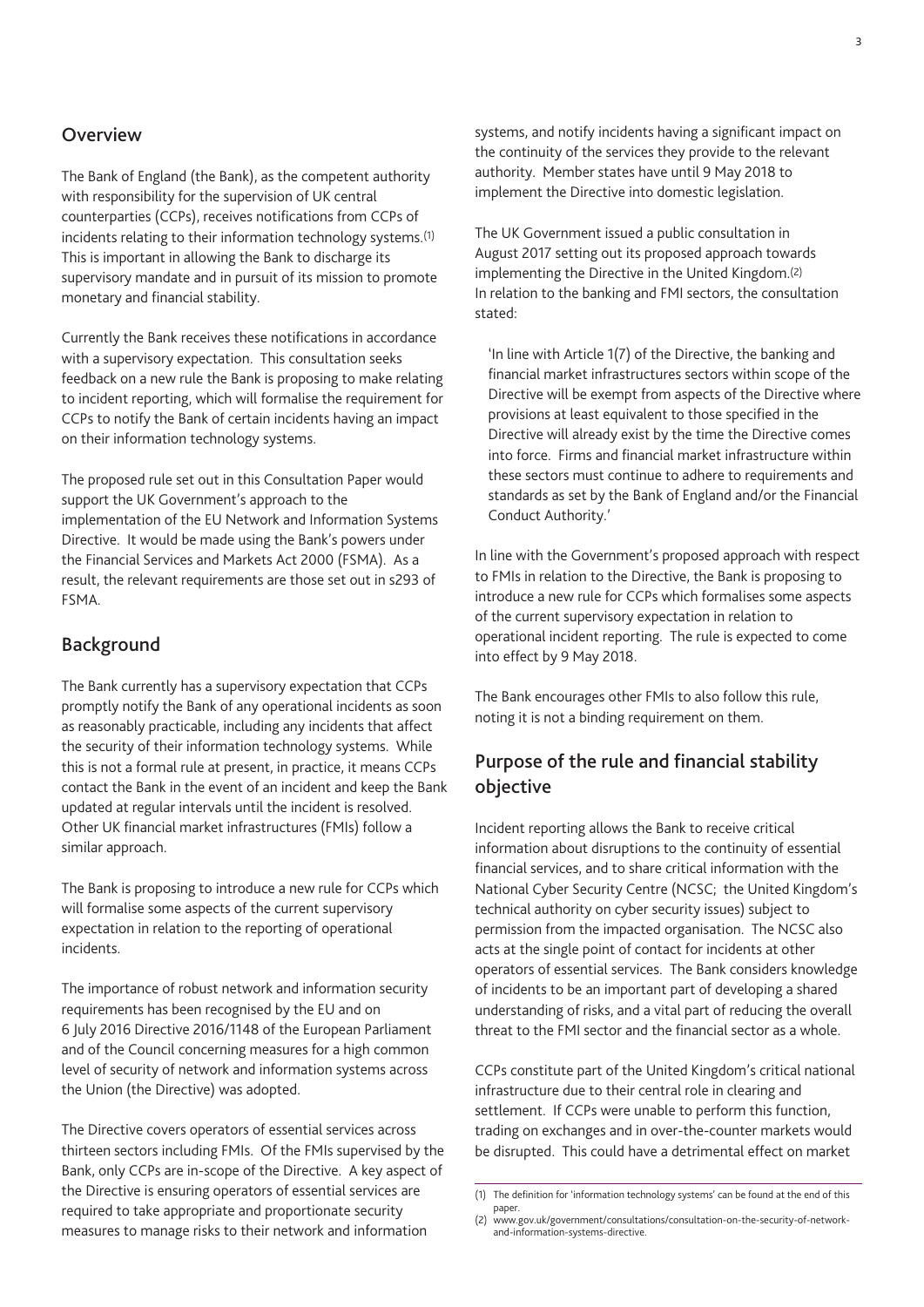## Overview

The Bank of England (the Bank), as the competent authority with responsibility for the supervision of UK central counterparties (CCPs), receives notifications from CCPs of incidents relating to their information technology systems.[1] This is important in allowing the Bank to discharge its supervisory mandate and in pursuit of its mission to promote monetary and financial stability.

Currently the Bank receives these notifications in accordance with a supervisory expectation. This consultation seeks feedback on a new rule the Bank is proposing to make relating to incident reporting, which will formalise the requirement for CCPs to notify the Bank of certain incidents having an impact on their information technology systems.

The proposed rule set out in this Consultation Paper would support the UK Government's approach to the implementation of the EU Network and Information Systems Directive. It would be made using the Bank's powers under the Financial Services and Markets Act 2000 (FSMA). As a result, the relevant requirements are those set out in s293 of FSMA.

## Background

The Bank currently has a supervisory expectation that CCPs promptly notify the Bank of any operational incidents as soon as reasonably practicable, including any incidents that affect the security of their information technology systems. While this is not a formal rule at present, in practice, it means CCPs contact the Bank in the event of an incident and keep the Bank updated at regular intervals until the incident is resolved. Other UK financial market infrastructures (FMIs) follow a similar approach.

The Bank is proposing to introduce a new rule for CCPs which will formalise some aspects of the current supervisory expectation in relation to the reporting of operational incidents.

The importance of robust network and information security requirements has been recognised by the EU and on 6 July 2016 Directive 2016/1148 of the European Parliament and of the Council concerning measures for a high common level of security of network and information systems across the Union (the Directive) was adopted.

The Directive covers operators of essential services across thirteen sectors including FMIs. Of the FMIs supervised by the Bank, only CCPs are in-scope of the Directive. A key aspect of the Directive is ensuring operators of essential services are required to take appropriate and proportionate security measures to manage risks to their network and information systems, and notify incidents having a significant impact on the continuity of the services they provide to the relevant authority. Member states have until 9 May 2018 to implement the Directive into domestic legislation.

The UK Government issued a public consultation in August 2017 setting out its proposed approach towards implementing the Directive in the United Kingdom.[2] In relation to the banking and FMI sectors, the consultation stated:

> 'In line with Article 1(7) of the Directive, the banking and financial market infrastructures sectors within scope of the Directive will be exempt from aspects of the Directive where provisions at least equivalent to those specified in the Directive will already exist by the time the Directive comes into force. Firms and financial market infrastructure within these sectors must continue to adhere to requirements and standards as set by the Bank of England and/or the Financial Conduct Authority.'

In line with the Government's proposed approach with respect to FMIs in relation to the Directive, the Bank is proposing to introduce a new rule for CCPs which formalises some aspects of the current supervisory expectation in relation to operational incident reporting. The rule is expected to come into effect by 9 May 2018.

The Bank encourages other FMIs to also follow this rule, noting it is not a binding requirement on them.

## Purpose of the rule and financial stability objective

Incident reporting allows the Bank to receive critical information about disruptions to the continuity of essential financial services, and to share critical information with the National Cyber Security Centre (NCSC; the United Kingdom's technical authority on cyber security issues) subject to permission from the impacted organisation. The NCSC also acts at the single point of contact for incidents at other operators of essential services. The Bank considers knowledge of incidents to be an important part of developing a shared understanding of risks, and a vital part of reducing the overall threat to the FMI sector and the financial sector as a whole.

CCPs constitute part of the United Kingdom's critical national infrastructure due to their central role in clearing and settlement. If CCPs were unable to perform this function, trading on exchanges and in over-the-counter markets would be disrupted. This could have a detrimental effect on market

(1) The definition for 'information technology systems' can be found at the end of this paper.

(2) www.gov.uk/government/consultations/consultation-on-the-security-of-network-and-information-systems-directive.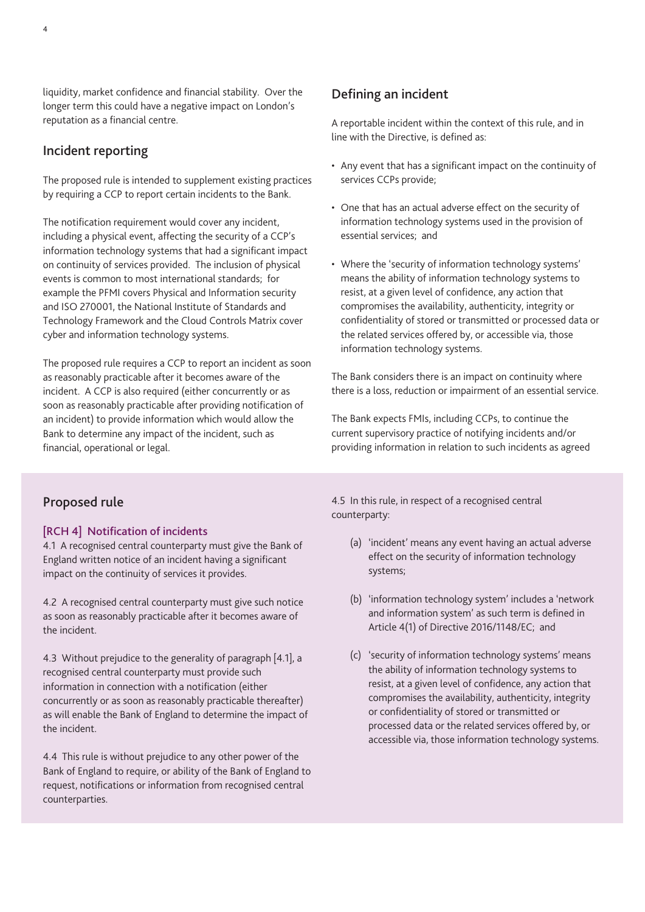liquidity, market confidence and financial stability. Over the longer term this could have a negative impact on London's reputation as a financial centre.

## Incident reporting

The proposed rule is intended to supplement existing practices by requiring a CCP to report certain incidents to the Bank.

The notification requirement would cover any incident, including a physical event, affecting the security of a CCP's information technology systems that had a significant impact on continuity of services provided. The inclusion of physical events is common to most international standards; for example the PFMI covers Physical and Information security and ISO 270001, the National Institute of Standards and Technology Framework and the Cloud Controls Matrix cover cyber and information technology systems.

The proposed rule requires a CCP to report an incident as soon as reasonably practicable after it becomes aware of the incident. A CCP is also required (either concurrently or as soon as reasonably practicable after providing notification of an incident) to provide information which would allow the Bank to determine any impact of the incident, such as financial, operational or legal.

## Defining an incident

A reportable incident within the context of this rule, and in line with the Directive, is defined as:

- Any event that has a significant impact on the continuity of services CCPs provide;
- One that has an actual adverse effect on the security of information technology systems used in the provision of essential services; and
- Where the 'security of information technology systems' means the ability of information technology systems to resist, at a given level of confidence, any action that compromises the availability, authenticity, integrity or confidentiality of stored or transmitted or processed data or the related services offered by, or accessible via, those information technology systems.

The Bank considers there is an impact on continuity where there is a loss, reduction or impairment of an essential service.

The Bank expects FMIs, including CCPs, to continue the current supervisory practice of notifying incidents and/or providing information in relation to such incidents as agreed

## Proposed rule

### [RCH 4] Notification of incidents

4.1 A recognised central counterparty must give the Bank of England written notice of an incident having a significant impact on the continuity of services it provides.

4.2 A recognised central counterparty must give such notice as soon as reasonably practicable after it becomes aware of the incident.

4.3 Without prejudice to the generality of paragraph [4.1], a recognised central counterparty must provide such information in connection with a notification (either concurrently or as soon as reasonably practicable thereafter) as will enable the Bank of England to determine the impact of the incident.

4.4 This rule is without prejudice to any other power of the Bank of England to require, or ability of the Bank of England to request, notifications or information from recognised central counterparties.

4.5 In this rule, in respect of a recognised central counterparty:

(a) 'incident' means any event having an actual adverse effect on the security of information technology systems;

(b) 'information technology system' includes a 'network and information system' as such term is defined in Article 4(1) of Directive 2016/1148/EC; and

(c) 'security of information technology systems' means the ability of information technology systems to resist, at a given level of confidence, any action that compromises the availability, authenticity, integrity or confidentiality of stored or transmitted or processed data or the related services offered by, or accessible via, those information technology systems.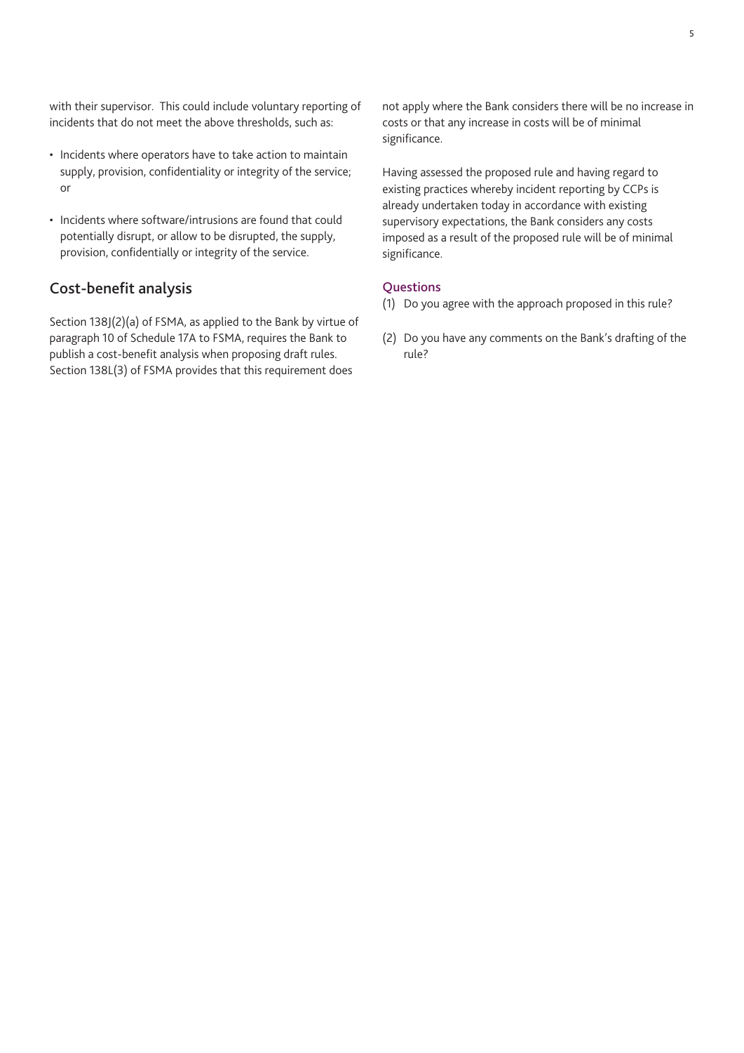with their supervisor. This could include voluntary reporting of incidents that do not meet the above thresholds, such as:

- Incidents where operators have to take action to maintain supply, provision, confidentiality or integrity of the service; or
- Incidents where software/intrusions are found that could potentially disrupt, or allow to be disrupted, the supply, provision, confidentially or integrity of the service.

## Cost-benefit analysis

Section 138J(2)(a) of FSMA, as applied to the Bank by virtue of paragraph 10 of Schedule 17A to FSMA, requires the Bank to publish a cost-benefit analysis when proposing draft rules. Section 138L(3) of FSMA provides that this requirement does not apply where the Bank considers there will be no increase in costs or that any increase in costs will be of minimal significance.

Having assessed the proposed rule and having regard to existing practices whereby incident reporting by CCPs is already undertaken today in accordance with existing supervisory expectations, the Bank considers any costs imposed as a result of the proposed rule will be of minimal significance.

### Questions

(1) Do you agree with the approach proposed in this rule?

(2) Do you have any comments on the Bank's drafting of the rule?